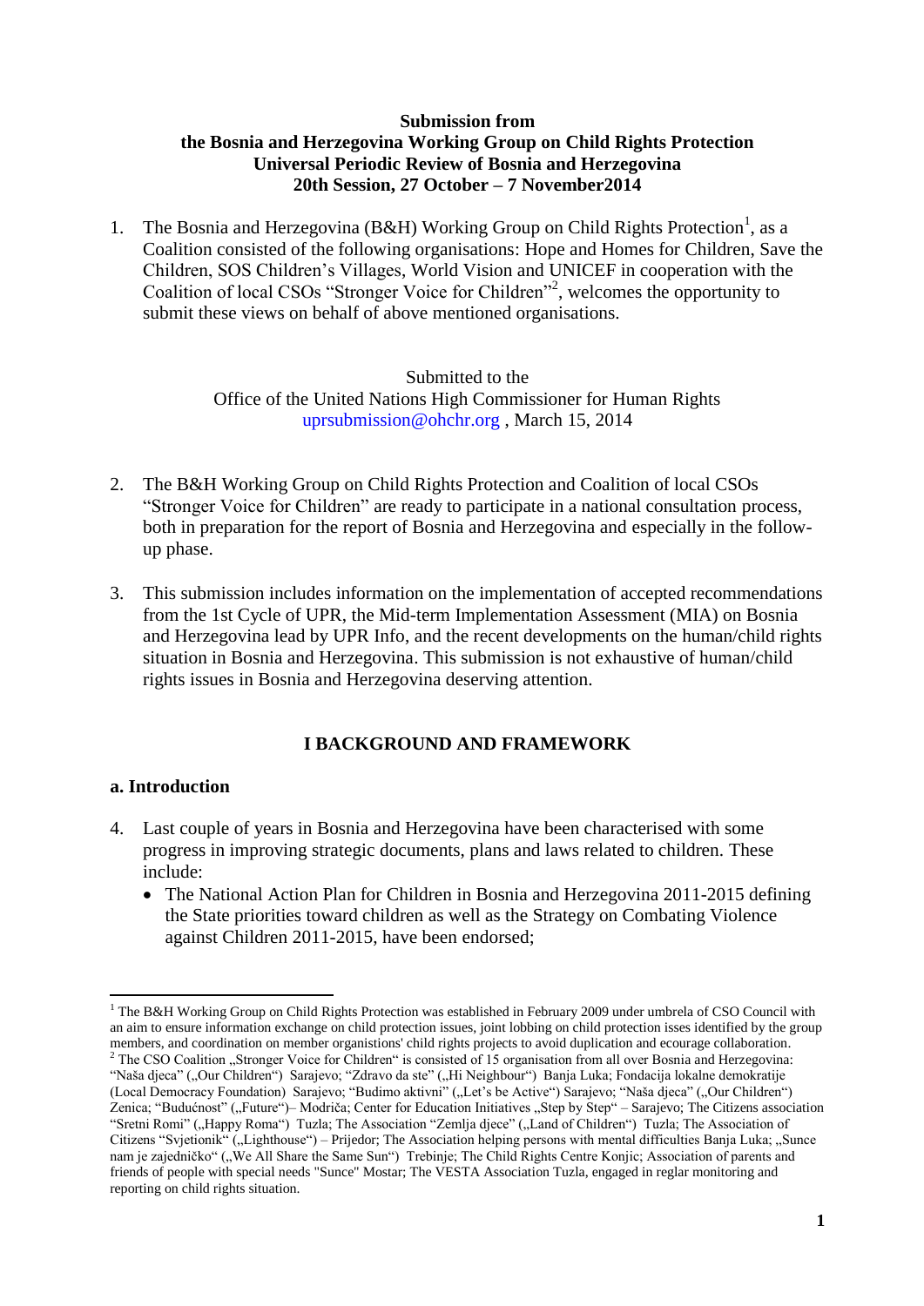**Submission from**
**the Bosnia and Herzegovina Working Group on Child Rights Protection**
**Universal Periodic Review of Bosnia and Herzegovina**
**20th Session, 27 October – 7 November2014**

1. The Bosnia and Herzegovina (B&H) Working Group on Child Rights Protection[1], as a Coalition consisted of the following organisations: Hope and Homes for Children, Save the Children, SOS Children's Villages, World Vision and UNICEF in cooperation with the Coalition of local CSOs "Stronger Voice for Children"[2], welcomes the opportunity to submit these views on behalf of above mentioned organisations.

Submitted to the
Office of the United Nations High Commissioner for Human Rights
uprsubmission@ohchr.org , March 15, 2014

2. The B&H Working Group on Child Rights Protection and Coalition of local CSOs "Stronger Voice for Children" are ready to participate in a national consultation process, both in preparation for the report of Bosnia and Herzegovina and especially in the follow-up phase.

3. This submission includes information on the implementation of accepted recommendations from the 1st Cycle of UPR, the Mid-term Implementation Assessment (MIA) on Bosnia and Herzegovina lead by UPR Info, and the recent developments on the human/child rights situation in Bosnia and Herzegovina. This submission is not exhaustive of human/child rights issues in Bosnia and Herzegovina deserving attention.

## I BACKGROUND AND FRAMEWORK

### a. Introduction

4. Last couple of years in Bosnia and Herzegovina have been characterised with some progress in improving strategic documents, plans and laws related to children. These include:
   - The National Action Plan for Children in Bosnia and Herzegovina 2011-2015 defining the State priorities toward children as well as the Strategy on Combating Violence against Children 2011-2015, have been endorsed;

---

[1] The B&H Working Group on Child Rights Protection was established in February 2009 under umbrela of CSO Council with an aim to ensure information exchange on child protection issues, joint lobbing on child protection isses identified by the group members, and coordination on member organistions' child rights projects to avoid duplication and ecourage collaboration.

[2] The CSO Coalition „Stronger Voice for Children" is consisted of 15 organisation from all over Bosnia and Herzegovina: "Naša djeca" („Our Children") Sarajevo; "Zdravo da ste" („Hi Neighbour") Banja Luka; Fondacija lokalne demokratije (Local Democracy Foundation) Sarajevo; "Budimo aktivni" („Let's be Active") Sarajevo; "Naša djeca" („Our Children") Zenica; "Budućnost" („Future")– Modriča; Center for Education Initiatives „Step by Step" – Sarajevo; The Citizens association "Sretni Romi" („Happy Roma") Tuzla; The Association "Zemlja djece" („Land of Children") Tuzla; The Association of Citizens "Svjetionik" („Lighthouse") – Prijedor; The Association helping persons with mental difficulties Banja Luka; „Sunce nam je zajedničko" („We All Share the Same Sun") Trebinje; The Child Rights Centre Konjic; Association of parents and friends of people with special needs "Sunce" Mostar; The VESTA Association Tuzla, engaged in reglar monitoring and reporting on child rights situation.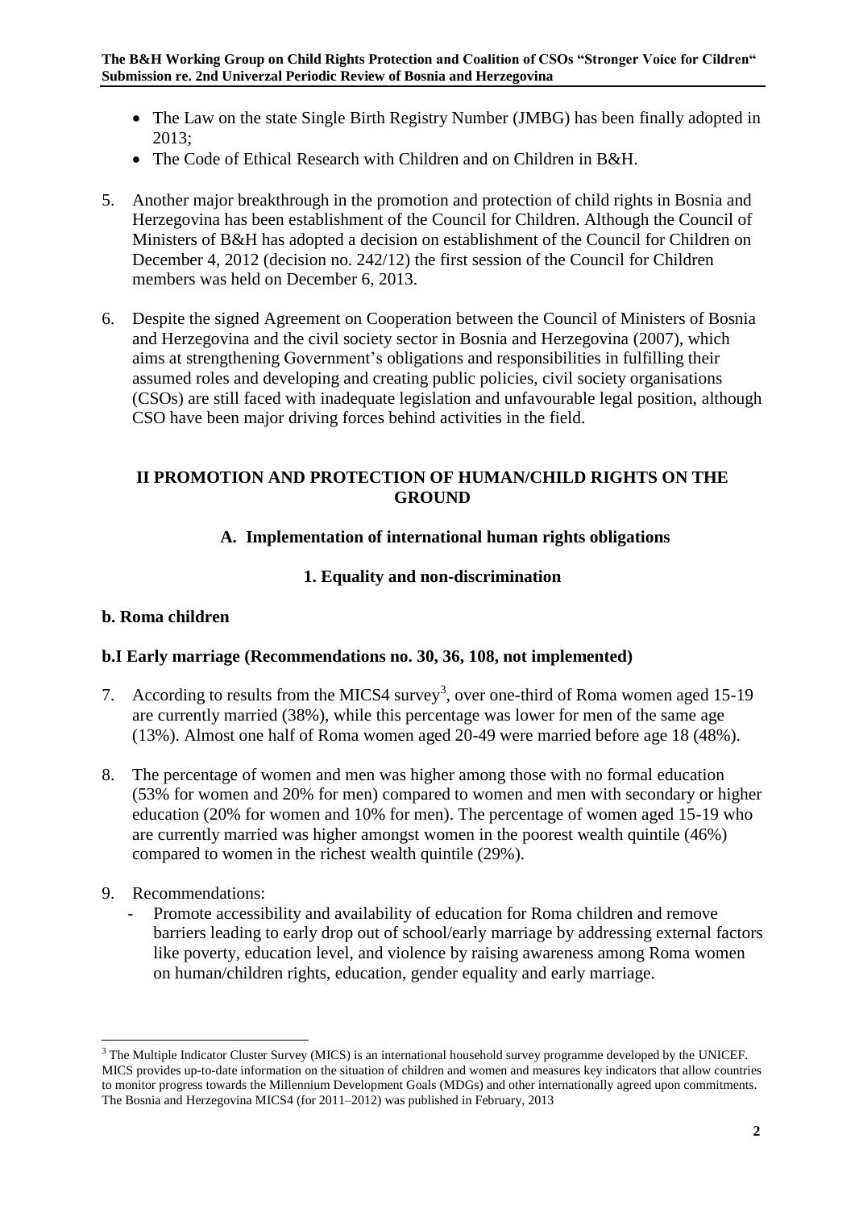- The Law on the state Single Birth Registry Number (JMBG) has been finally adopted in 2013;
- The Code of Ethical Research with Children and on Children in B&H.

5. Another major breakthrough in the promotion and protection of child rights in Bosnia and Herzegovina has been establishment of the Council for Children. Although the Council of Ministers of B&H has adopted a decision on establishment of the Council for Children on December 4, 2012 (decision no. 242/12) the first session of the Council for Children members was held on December 6, 2013.

6. Despite the signed Agreement on Cooperation between the Council of Ministers of Bosnia and Herzegovina and the civil society sector in Bosnia and Herzegovina (2007), which aims at strengthening Government's obligations and responsibilities in fulfilling their assumed roles and developing and creating public policies, civil society organisations (CSOs) are still faced with inadequate legislation and unfavourable legal position, although CSO have been major driving forces behind activities in the field.

## II PROMOTION AND PROTECTION OF HUMAN/CHILD RIGHTS ON THE GROUND

### A. Implementation of international human rights obligations

### 1. Equality and non-discrimination

**b. Roma children**

**b.I Early marriage (Recommendations no. 30, 36, 108, not implemented)**

7. According to results from the MICS4 survey[3], over one-third of Roma women aged 15-19 are currently married (38%), while this percentage was lower for men of the same age (13%). Almost one half of Roma women aged 20-49 were married before age 18 (48%).

8. The percentage of women and men was higher among those with no formal education (53% for women and 20% for men) compared to women and men with secondary or higher education (20% for women and 10% for men). The percentage of women aged 15-19 who are currently married was higher amongst women in the poorest wealth quintile (46%) compared to women in the richest wealth quintile (29%).

9. Recommendations:
   - Promote accessibility and availability of education for Roma children and remove barriers leading to early drop out of school/early marriage by addressing external factors like poverty, education level, and violence by raising awareness among Roma women on human/children rights, education, gender equality and early marriage.

[3] The Multiple Indicator Cluster Survey (MICS) is an international household survey programme developed by the UNICEF. MICS provides up-to-date information on the situation of children and women and measures key indicators that allow countries to monitor progress towards the Millennium Development Goals (MDGs) and other internationally agreed upon commitments. The Bosnia and Herzegovina MICS4 (for 2011–2012) was published in February, 2013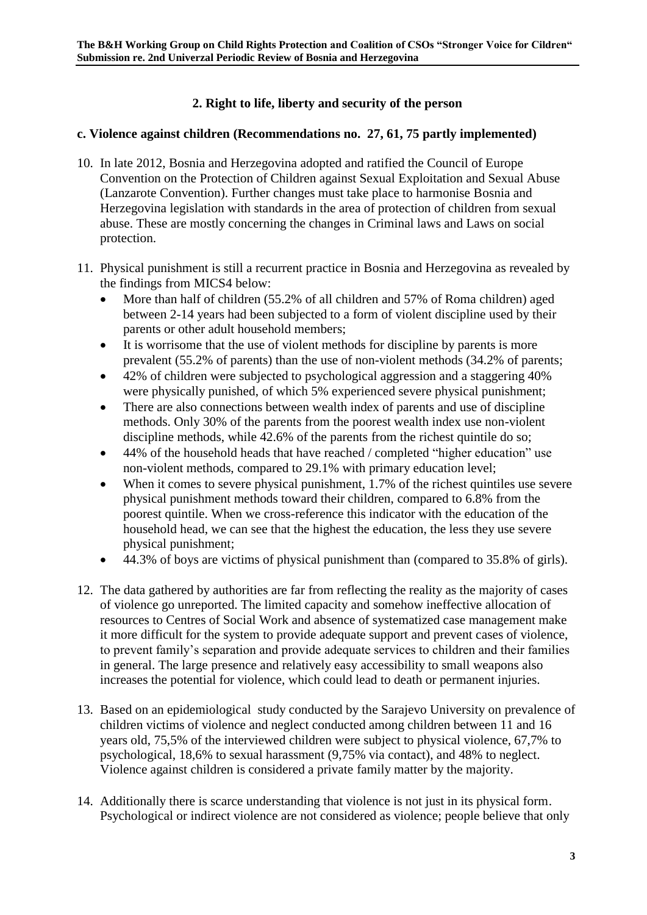## 2. Right to life, liberty and security of the person

### c. Violence against children (Recommendations no. 27, 61, 75 partly implemented)

10. In late 2012, Bosnia and Herzegovina adopted and ratified the Council of Europe Convention on the Protection of Children against Sexual Exploitation and Sexual Abuse (Lanzarote Convention). Further changes must take place to harmonise Bosnia and Herzegovina legislation with standards in the area of protection of children from sexual abuse. These are mostly concerning the changes in Criminal laws and Laws on social protection.

11. Physical punishment is still a recurrent practice in Bosnia and Herzegovina as revealed by the findings from MICS4 below:
    - More than half of children (55.2% of all children and 57% of Roma children) aged between 2-14 years had been subjected to a form of violent discipline used by their parents or other adult household members;
    - It is worrisome that the use of violent methods for discipline by parents is more prevalent (55.2% of parents) than the use of non-violent methods (34.2% of parents;
    - 42% of children were subjected to psychological aggression and a staggering 40% were physically punished, of which 5% experienced severe physical punishment;
    - There are also connections between wealth index of parents and use of discipline methods. Only 30% of the parents from the poorest wealth index use non-violent discipline methods, while 42.6% of the parents from the richest quintile do so;
    - 44% of the household heads that have reached / completed "higher education" use non-violent methods, compared to 29.1% with primary education level;
    - When it comes to severe physical punishment, 1.7% of the richest quintiles use severe physical punishment methods toward their children, compared to 6.8% from the poorest quintile. When we cross-reference this indicator with the education of the household head, we can see that the highest the education, the less they use severe physical punishment;
    - 44.3% of boys are victims of physical punishment than (compared to 35.8% of girls).

12. The data gathered by authorities are far from reflecting the reality as the majority of cases of violence go unreported. The limited capacity and somehow ineffective allocation of resources to Centres of Social Work and absence of systematized case management make it more difficult for the system to provide adequate support and prevent cases of violence, to prevent family's separation and provide adequate services to children and their families in general. The large presence and relatively easy accessibility to small weapons also increases the potential for violence, which could lead to death or permanent injuries.

13. Based on an epidemiological study conducted by the Sarajevo University on prevalence of children victims of violence and neglect conducted among children between 11 and 16 years old, 75,5% of the interviewed children were subject to physical violence, 67,7% to psychological, 18,6% to sexual harassment (9,75% via contact), and 48% to neglect. Violence against children is considered a private family matter by the majority.

14. Additionally there is scarce understanding that violence is not just in its physical form. Psychological or indirect violence are not considered as violence; people believe that only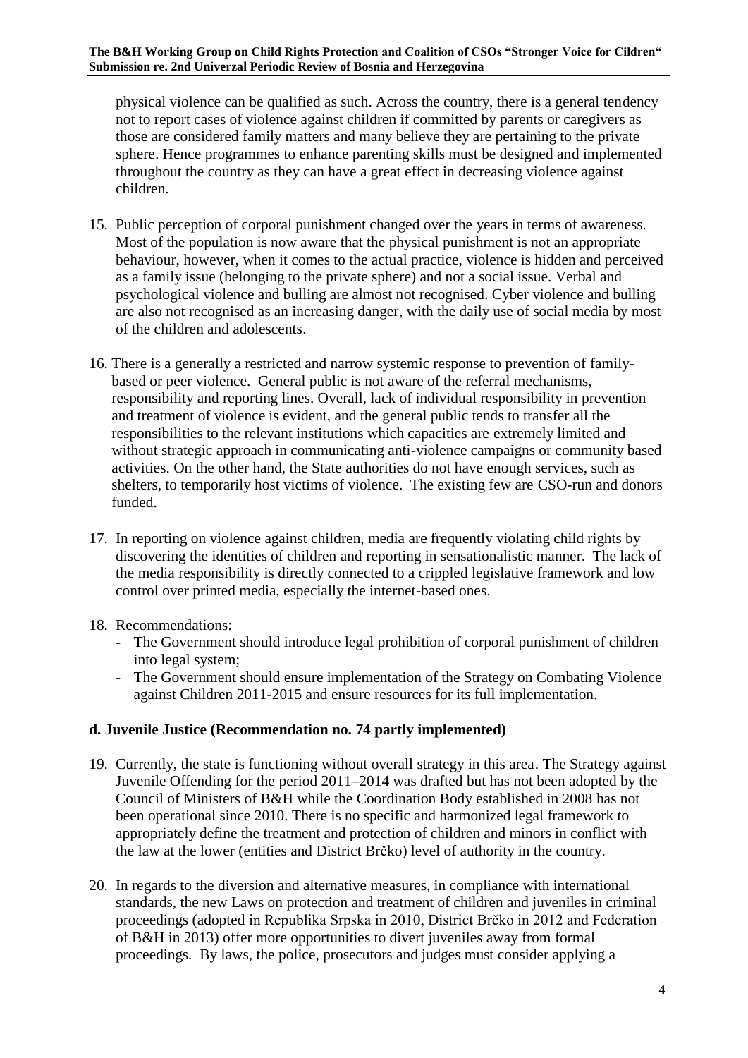physical violence can be qualified as such. Across the country, there is a general tendency not to report cases of violence against children if committed by parents or caregivers as those are considered family matters and many believe they are pertaining to the private sphere. Hence programmes to enhance parenting skills must be designed and implemented throughout the country as they can have a great effect in decreasing violence against children.

15. Public perception of corporal punishment changed over the years in terms of awareness. Most of the population is now aware that the physical punishment is not an appropriate behaviour, however, when it comes to the actual practice, violence is hidden and perceived as a family issue (belonging to the private sphere) and not a social issue. Verbal and psychological violence and bulling are almost not recognised. Cyber violence and bulling are also not recognised as an increasing danger, with the daily use of social media by most of the children and adolescents.

16. There is a generally a restricted and narrow systemic response to prevention of family-based or peer violence. General public is not aware of the referral mechanisms, responsibility and reporting lines. Overall, lack of individual responsibility in prevention and treatment of violence is evident, and the general public tends to transfer all the responsibilities to the relevant institutions which capacities are extremely limited and without strategic approach in communicating anti-violence campaigns or community based activities. On the other hand, the State authorities do not have enough services, such as shelters, to temporarily host victims of violence. The existing few are CSO-run and donors funded.

17. In reporting on violence against children, media are frequently violating child rights by discovering the identities of children and reporting in sensationalistic manner. The lack of the media responsibility is directly connected to a crippled legislative framework and low control over printed media, especially the internet-based ones.

18. Recommendations:
    - The Government should introduce legal prohibition of corporal punishment of children into legal system;
    - The Government should ensure implementation of the Strategy on Combating Violence against Children 2011-2015 and ensure resources for its full implementation.

### d. Juvenile Justice (Recommendation no. 74 partly implemented)

19. Currently, the state is functioning without overall strategy in this area. The Strategy against Juvenile Offending for the period 2011–2014 was drafted but has not been adopted by the Council of Ministers of B&H while the Coordination Body established in 2008 has not been operational since 2010. There is no specific and harmonized legal framework to appropriately define the treatment and protection of children and minors in conflict with the law at the lower (entities and District Brčko) level of authority in the country.

20. In regards to the diversion and alternative measures, in compliance with international standards, the new Laws on protection and treatment of children and juveniles in criminal proceedings (adopted in Republika Srpska in 2010, District Brčko in 2012 and Federation of B&H in 2013) offer more opportunities to divert juveniles away from formal proceedings. By laws, the police, prosecutors and judges must consider applying a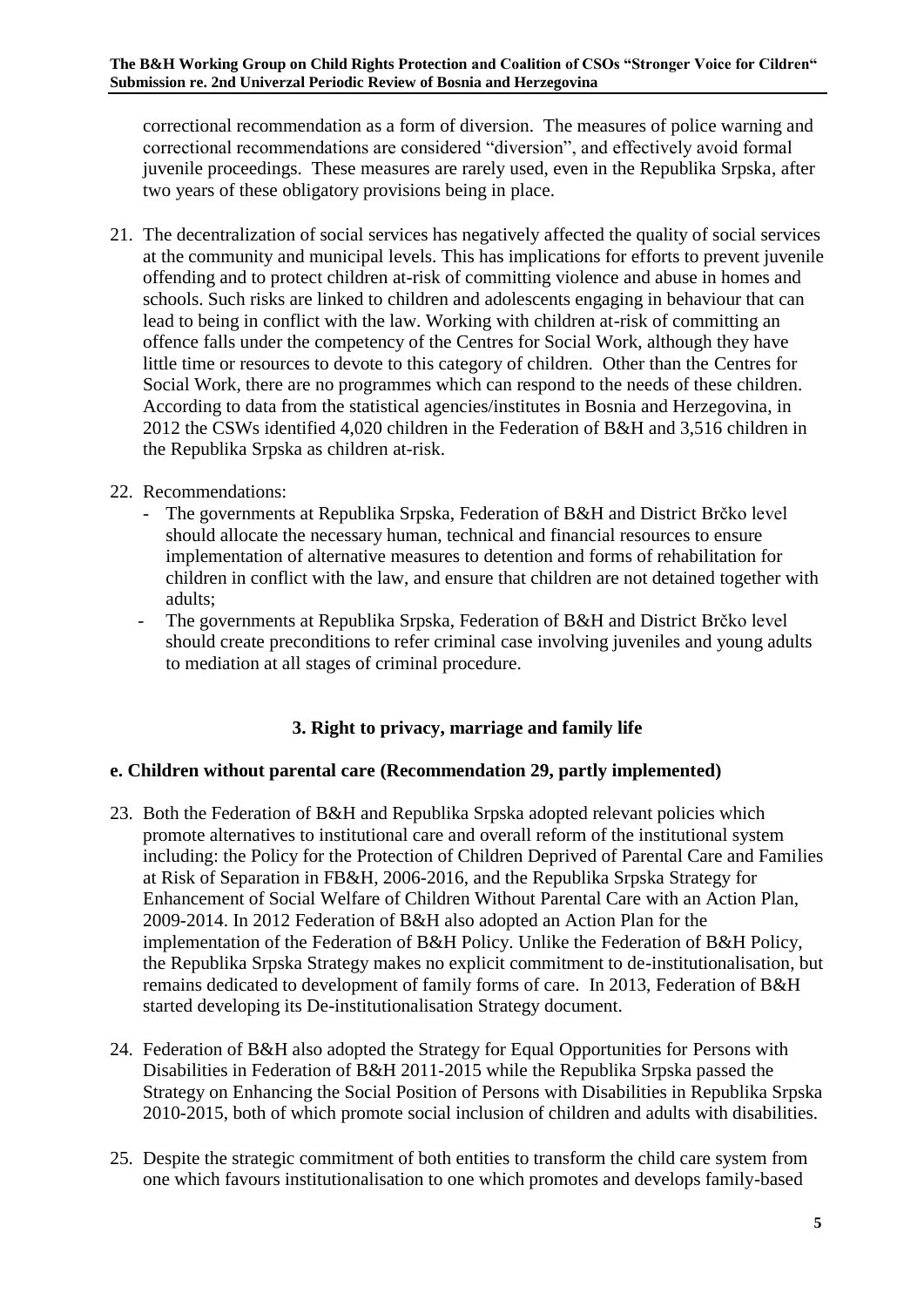correctional recommendation as a form of diversion. The measures of police warning and correctional recommendations are considered "diversion", and effectively avoid formal juvenile proceedings. These measures are rarely used, even in the Republika Srpska, after two years of these obligatory provisions being in place.

21. The decentralization of social services has negatively affected the quality of social services at the community and municipal levels. This has implications for efforts to prevent juvenile offending and to protect children at-risk of committing violence and abuse in homes and schools. Such risks are linked to children and adolescents engaging in behaviour that can lead to being in conflict with the law. Working with children at-risk of committing an offence falls under the competency of the Centres for Social Work, although they have little time or resources to devote to this category of children. Other than the Centres for Social Work, there are no programmes which can respond to the needs of these children. According to data from the statistical agencies/institutes in Bosnia and Herzegovina, in 2012 the CSWs identified 4,020 children in the Federation of B&H and 3,516 children in the Republika Srpska as children at-risk.

22. Recommendations:
    - The governments at Republika Srpska, Federation of B&H and District Brčko level should allocate the necessary human, technical and financial resources to ensure implementation of alternative measures to detention and forms of rehabilitation for children in conflict with the law, and ensure that children are not detained together with adults;
    - The governments at Republika Srpska, Federation of B&H and District Brčko level should create preconditions to refer criminal case involving juveniles and young adults to mediation at all stages of criminal procedure.

## 3. Right to privacy, marriage and family life

### e. Children without parental care (Recommendation 29, partly implemented)

23. Both the Federation of B&H and Republika Srpska adopted relevant policies which promote alternatives to institutional care and overall reform of the institutional system including: the Policy for the Protection of Children Deprived of Parental Care and Families at Risk of Separation in FB&H, 2006-2016, and the Republika Srpska Strategy for Enhancement of Social Welfare of Children Without Parental Care with an Action Plan, 2009-2014. In 2012 Federation of B&H also adopted an Action Plan for the implementation of the Federation of B&H Policy. Unlike the Federation of B&H Policy, the Republika Srpska Strategy makes no explicit commitment to de-institutionalisation, but remains dedicated to development of family forms of care. In 2013, Federation of B&H started developing its De-institutionalisation Strategy document.

24. Federation of B&H also adopted the Strategy for Equal Opportunities for Persons with Disabilities in Federation of B&H 2011-2015 while the Republika Srpska passed the Strategy on Enhancing the Social Position of Persons with Disabilities in Republika Srpska 2010-2015, both of which promote social inclusion of children and adults with disabilities.

25. Despite the strategic commitment of both entities to transform the child care system from one which favours institutionalisation to one which promotes and develops family-based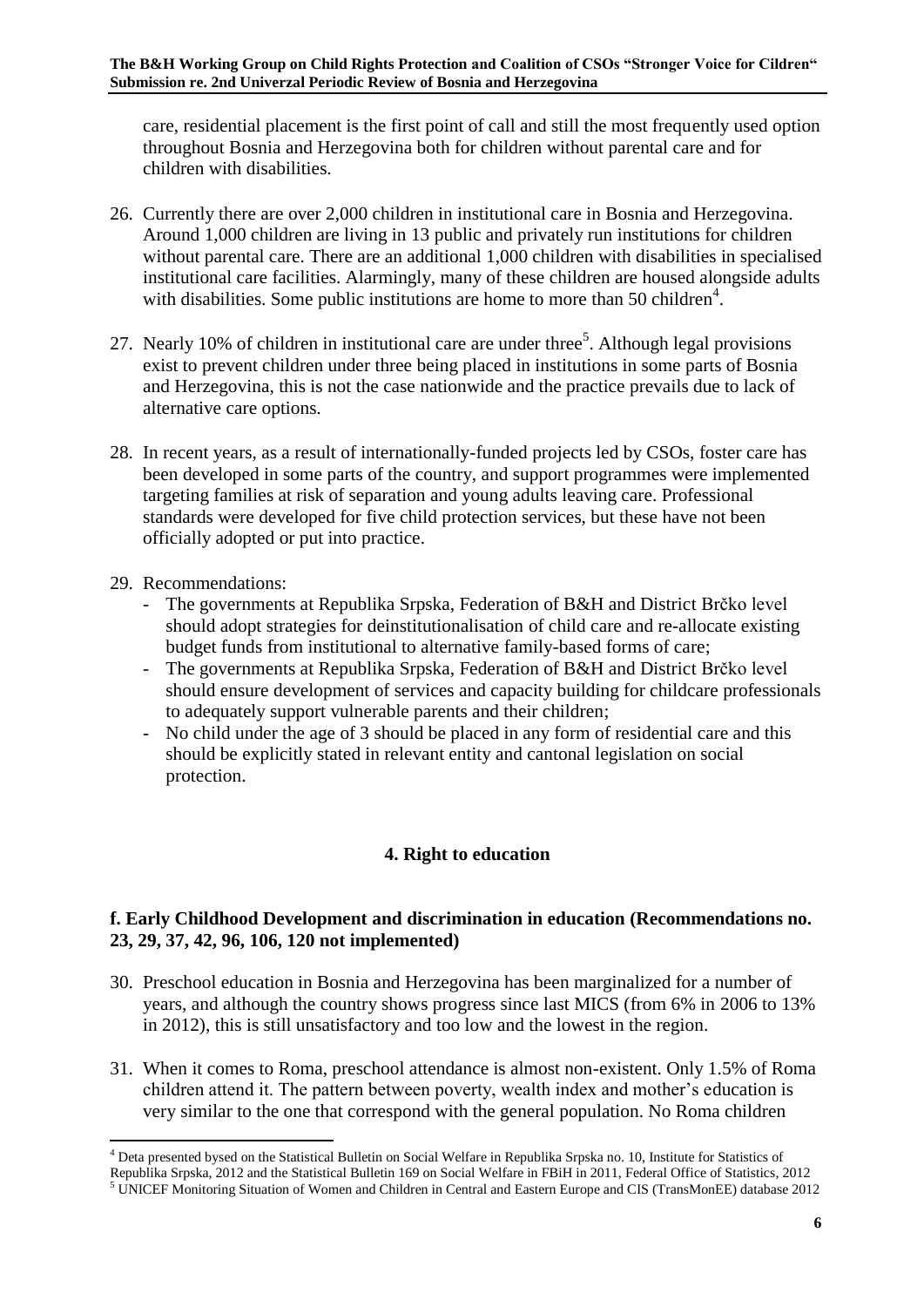care, residential placement is the first point of call and still the most frequently used option throughout Bosnia and Herzegovina both for children without parental care and for children with disabilities.

26. Currently there are over 2,000 children in institutional care in Bosnia and Herzegovina. Around 1,000 children are living in 13 public and privately run institutions for children without parental care. There are an additional 1,000 children with disabilities in specialised institutional care facilities. Alarmingly, many of these children are housed alongside adults with disabilities. Some public institutions are home to more than 50 children[4].

27. Nearly 10% of children in institutional care are under three[5]. Although legal provisions exist to prevent children under three being placed in institutions in some parts of Bosnia and Herzegovina, this is not the case nationwide and the practice prevails due to lack of alternative care options.

28. In recent years, as a result of internationally-funded projects led by CSOs, foster care has been developed in some parts of the country, and support programmes were implemented targeting families at risk of separation and young adults leaving care. Professional standards were developed for five child protection services, but these have not been officially adopted or put into practice.

29. Recommendations:
    - The governments at Republika Srpska, Federation of B&H and District Brčko level should adopt strategies for deinstitutionalisation of child care and re-allocate existing budget funds from institutional to alternative family-based forms of care;
    - The governments at Republika Srpska, Federation of B&H and District Brčko level should ensure development of services and capacity building for childcare professionals to adequately support vulnerable parents and their children;
    - No child under the age of 3 should be placed in any form of residential care and this should be explicitly stated in relevant entity and cantonal legislation on social protection.

## 4. Right to education

### f. Early Childhood Development and discrimination in education (Recommendations no. 23, 29, 37, 42, 96, 106, 120 not implemented)

30. Preschool education in Bosnia and Herzegovina has been marginalized for a number of years, and although the country shows progress since last MICS (from 6% in 2006 to 13% in 2012), this is still unsatisfactory and too low and the lowest in the region.

31. When it comes to Roma, preschool attendance is almost non-existent. Only 1.5% of Roma children attend it. The pattern between poverty, wealth index and mother's education is very similar to the one that correspond with the general population. No Roma children

[4] Deta presented bysed on the Statistical Bulletin on Social Welfare in Republika Srpska no. 10, Institute for Statistics of Republika Srpska, 2012 and the Statistical Bulletin 169 on Social Welfare in FBiH in 2011, Federal Office of Statistics, 2012

[5] UNICEF Monitoring Situation of Women and Children in Central and Eastern Europe and CIS (TransMonEE) database 2012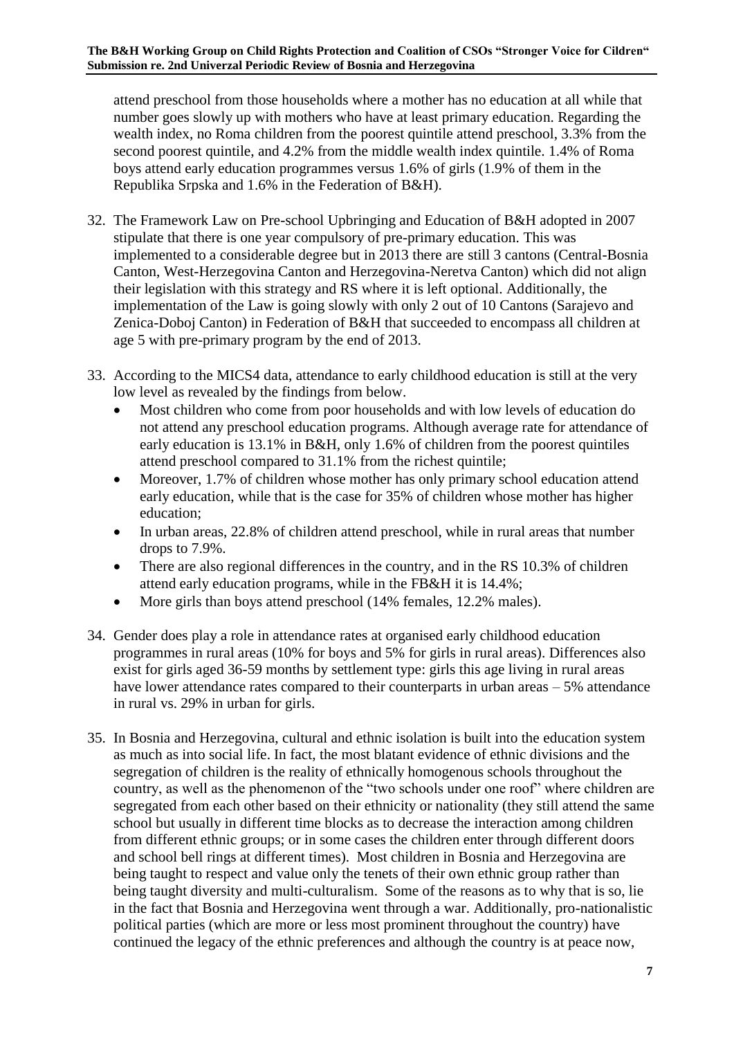attend preschool from those households where a mother has no education at all while that number goes slowly up with mothers who have at least primary education. Regarding the wealth index, no Roma children from the poorest quintile attend preschool, 3.3% from the second poorest quintile, and 4.2% from the middle wealth index quintile. 1.4% of Roma boys attend early education programmes versus 1.6% of girls (1.9% of them in the Republika Srpska and 1.6% in the Federation of B&H).

32. The Framework Law on Pre-school Upbringing and Education of B&H adopted in 2007 stipulate that there is one year compulsory of pre-primary education. This was implemented to a considerable degree but in 2013 there are still 3 cantons (Central-Bosnia Canton, West-Herzegovina Canton and Herzegovina-Neretva Canton) which did not align their legislation with this strategy and RS where it is left optional. Additionally, the implementation of the Law is going slowly with only 2 out of 10 Cantons (Sarajevo and Zenica-Doboj Canton) in Federation of B&H that succeeded to encompass all children at age 5 with pre-primary program by the end of 2013.

33. According to the MICS4 data, attendance to early childhood education is still at the very low level as revealed by the findings from below.
    - Most children who come from poor households and with low levels of education do not attend any preschool education programs. Although average rate for attendance of early education is 13.1% in B&H, only 1.6% of children from the poorest quintiles attend preschool compared to 31.1% from the richest quintile;
    - Moreover, 1.7% of children whose mother has only primary school education attend early education, while that is the case for 35% of children whose mother has higher education;
    - In urban areas, 22.8% of children attend preschool, while in rural areas that number drops to 7.9%.
    - There are also regional differences in the country, and in the RS 10.3% of children attend early education programs, while in the FB&H it is 14.4%;
    - More girls than boys attend preschool (14% females, 12.2% males).

34. Gender does play a role in attendance rates at organised early childhood education programmes in rural areas (10% for boys and 5% for girls in rural areas). Differences also exist for girls aged 36-59 months by settlement type: girls this age living in rural areas have lower attendance rates compared to their counterparts in urban areas – 5% attendance in rural vs. 29% in urban for girls.

35. In Bosnia and Herzegovina, cultural and ethnic isolation is built into the education system as much as into social life. In fact, the most blatant evidence of ethnic divisions and the segregation of children is the reality of ethnically homogenous schools throughout the country, as well as the phenomenon of the "two schools under one roof" where children are segregated from each other based on their ethnicity or nationality (they still attend the same school but usually in different time blocks as to decrease the interaction among children from different ethnic groups; or in some cases the children enter through different doors and school bell rings at different times). Most children in Bosnia and Herzegovina are being taught to respect and value only the tenets of their own ethnic group rather than being taught diversity and multi-culturalism. Some of the reasons as to why that is so, lie in the fact that Bosnia and Herzegovina went through a war. Additionally, pro-nationalistic political parties (which are more or less most prominent throughout the country) have continued the legacy of the ethnic preferences and although the country is at peace now,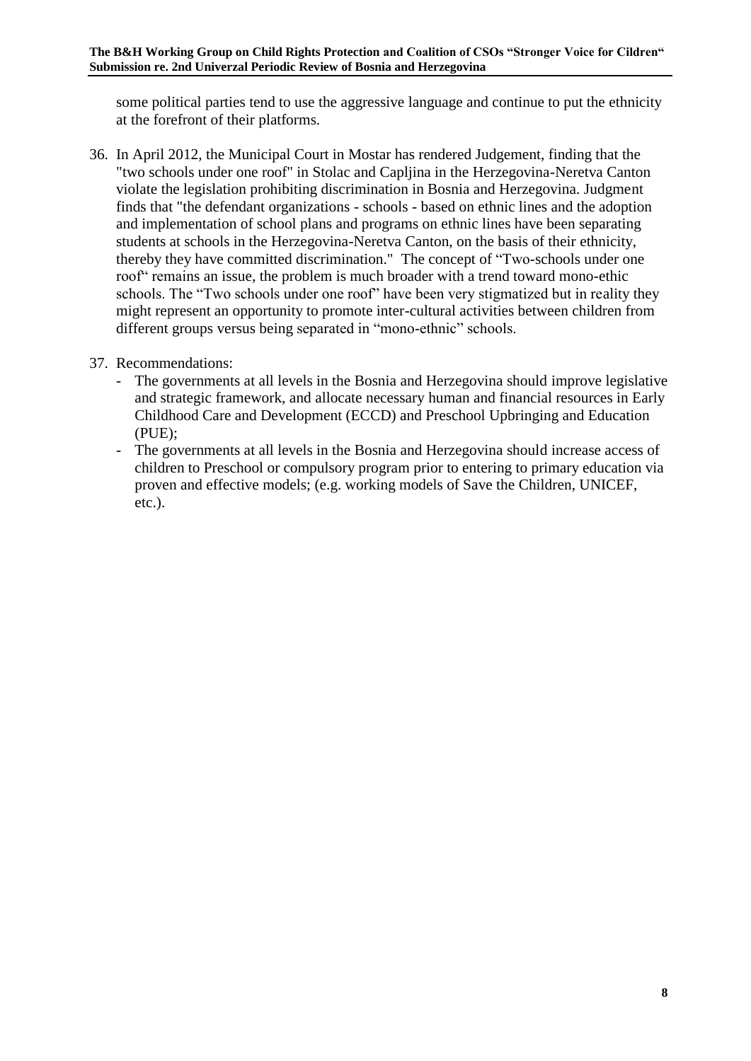some political parties tend to use the aggressive language and continue to put the ethnicity at the forefront of their platforms.

36. In April 2012, the Municipal Court in Mostar has rendered Judgement, finding that the "two schools under one roof" in Stolac and Capljina in the Herzegovina-Neretva Canton violate the legislation prohibiting discrimination in Bosnia and Herzegovina. Judgment finds that "the defendant organizations - schools - based on ethnic lines and the adoption and implementation of school plans and programs on ethnic lines have been separating students at schools in the Herzegovina-Neretva Canton, on the basis of their ethnicity, thereby they have committed discrimination." The concept of "Two-schools under one roof" remains an issue, the problem is much broader with a trend toward mono-ethic schools. The "Two schools under one roof" have been very stigmatized but in reality they might represent an opportunity to promote inter-cultural activities between children from different groups versus being separated in "mono-ethnic" schools.

37. Recommendations:
    - The governments at all levels in the Bosnia and Herzegovina should improve legislative and strategic framework, and allocate necessary human and financial resources in Early Childhood Care and Development (ECCD) and Preschool Upbringing and Education (PUE);
    - The governments at all levels in the Bosnia and Herzegovina should increase access of children to Preschool or compulsory program prior to entering to primary education via proven and effective models; (e.g. working models of Save the Children, UNICEF, etc.).